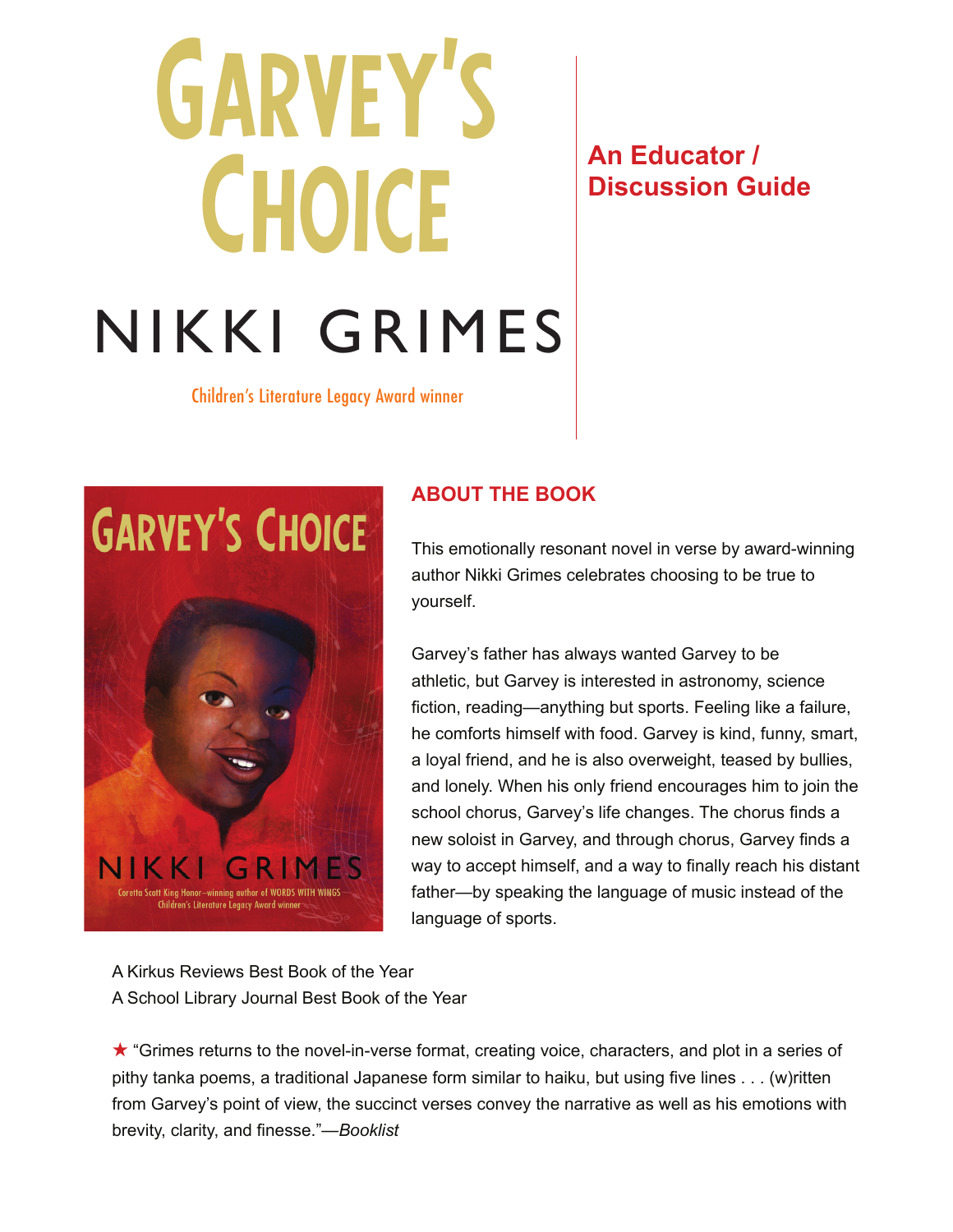# GARVEY'S CHOICE

# NIKKI GRIMES

Children's Literature Legacy Award winner

## An Educator / Discussion Guide

## ABOUT THE BOOK

This emotionally resonant novel in verse by award-winning author Nikki Grimes celebrates choosing to be true to yourself.

Garvey's father has always wanted Garvey to be athletic, but Garvey is interested in astronomy, science fiction, reading—anything but sports. Feeling like a failure, he comforts himself with food. Garvey is kind, funny, smart, a loyal friend, and he is also overweight, teased by bullies, and lonely. When his only friend encourages him to join the school chorus, Garvey's life changes. The chorus finds a new soloist in Garvey, and through chorus, Garvey finds a way to accept himself, and a way to finally reach his distant father—by speaking the language of music instead of the language of sports.

A Kirkus Reviews Best Book of the Year
A School Library Journal Best Book of the Year

★ "Grimes returns to the novel-in-verse format, creating voice, characters, and plot in a series of pithy tanka poems, a traditional Japanese form similar to haiku, but using five lines . . . (w)ritten from Garvey's point of view, the succinct verses convey the narrative as well as his emotions with brevity, clarity, and finesse."—*Booklist*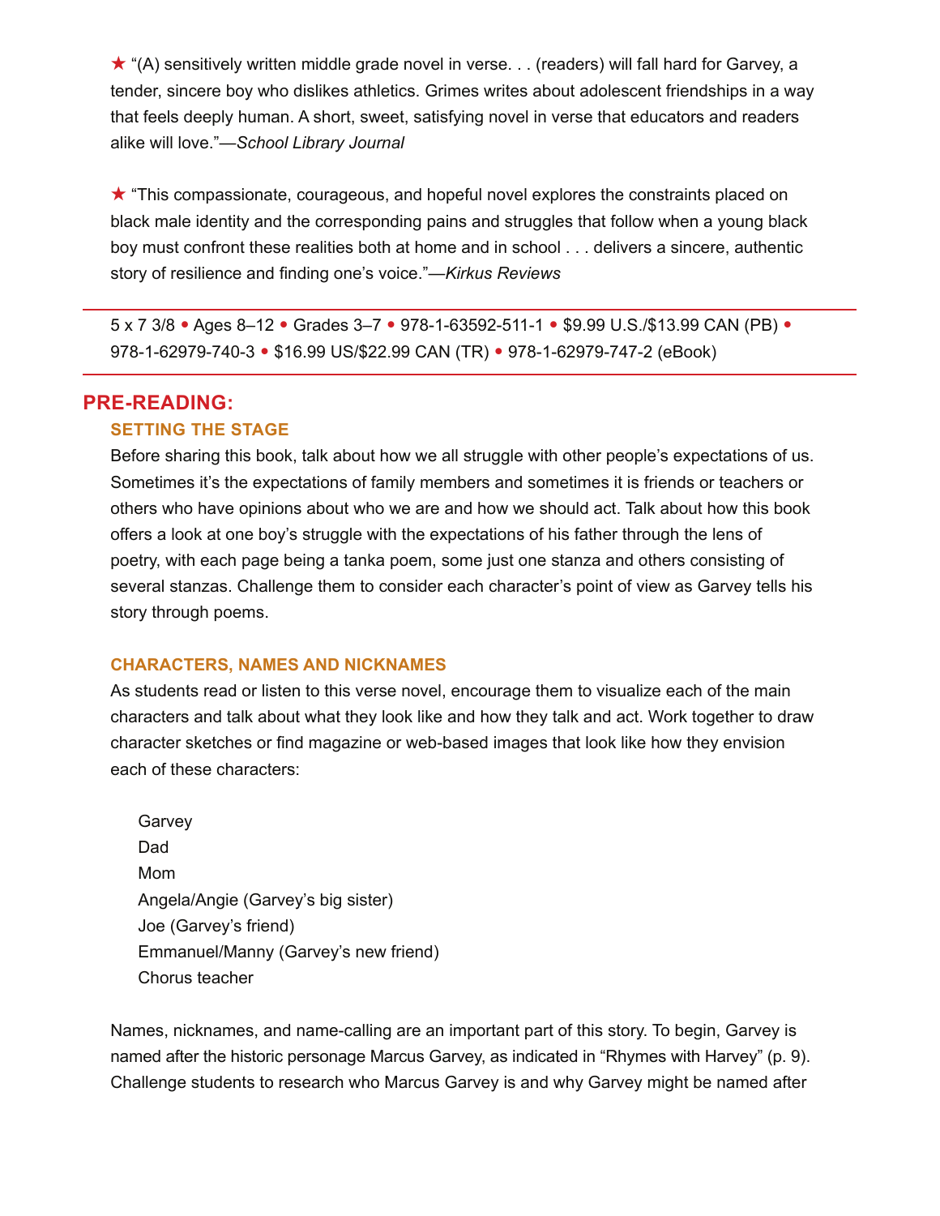★ "(A) sensitively written middle grade novel in verse. . . (readers) will fall hard for Garvey, a tender, sincere boy who dislikes athletics. Grimes writes about adolescent friendships in a way that feels deeply human. A short, sweet, satisfying novel in verse that educators and readers alike will love."—*School Library Journal*

★ "This compassionate, courageous, and hopeful novel explores the constraints placed on black male identity and the corresponding pains and struggles that follow when a young black boy must confront these realities both at home and in school . . . delivers a sincere, authentic story of resilience and finding one's voice."—*Kirkus Reviews*

---

5 x 7 3/8 • Ages 8–12 • Grades 3–7 • 978-1-63592-511-1 • $9.99 U.S./$13.99 CAN (PB) • 978-1-62979-740-3 • $16.99 US/$22.99 CAN (TR) • 978-1-62979-747-2 (eBook)

---

## PRE-READING:

### SETTING THE STAGE

Before sharing this book, talk about how we all struggle with other people's expectations of us. Sometimes it's the expectations of family members and sometimes it is friends or teachers or others who have opinions about who we are and how we should act. Talk about how this book offers a look at one boy's struggle with the expectations of his father through the lens of poetry, with each page being a tanka poem, some just one stanza and others consisting of several stanzas. Challenge them to consider each character's point of view as Garvey tells his story through poems.

### CHARACTERS, NAMES AND NICKNAMES

As students read or listen to this verse novel, encourage them to visualize each of the main characters and talk about what they look like and how they talk and act. Work together to draw character sketches or find magazine or web-based images that look like how they envision each of these characters:

- Garvey
- Dad
- Mom
- Angela/Angie (Garvey's big sister)
- Joe (Garvey's friend)
- Emmanuel/Manny (Garvey's new friend)
- Chorus teacher

Names, nicknames, and name-calling are an important part of this story. To begin, Garvey is named after the historic personage Marcus Garvey, as indicated in "Rhymes with Harvey" (p. 9). Challenge students to research who Marcus Garvey is and why Garvey might be named after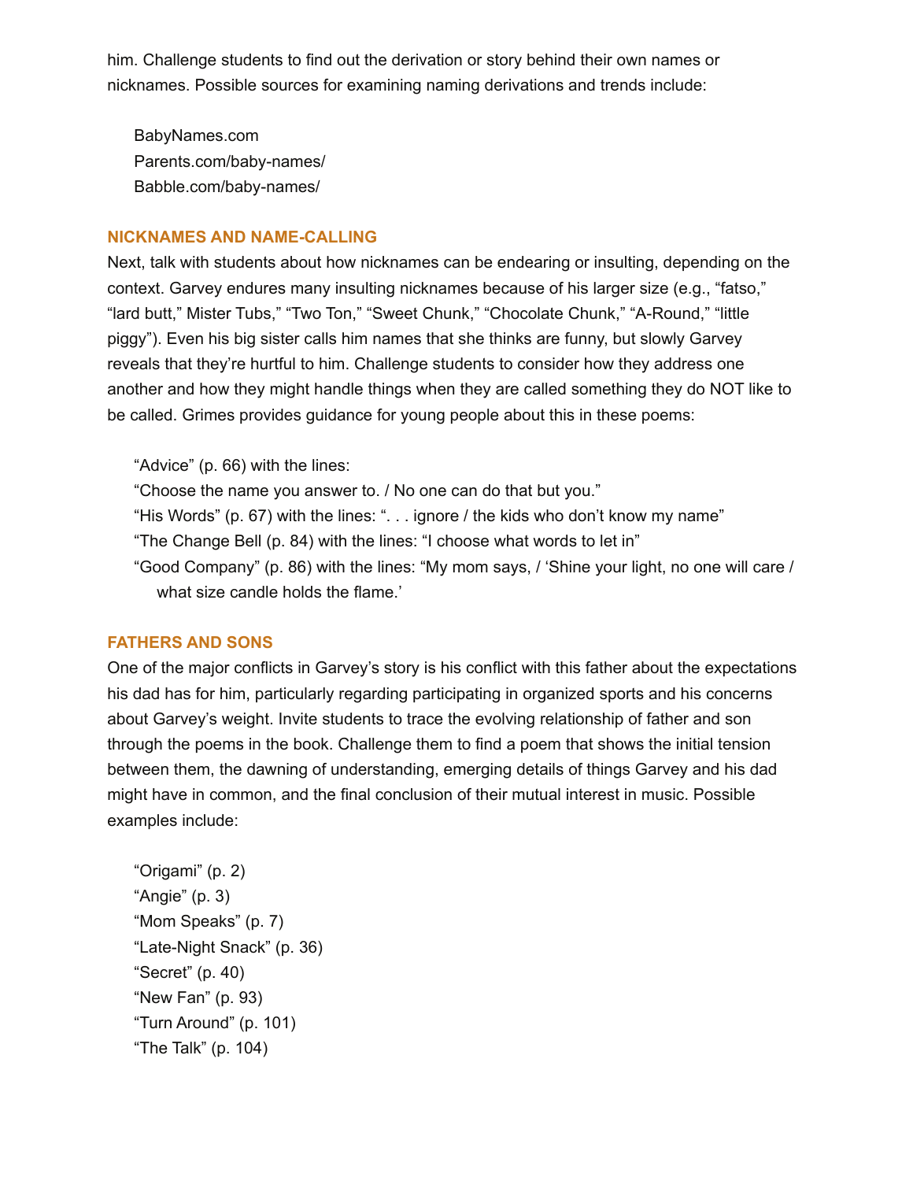him. Challenge students to find out the derivation or story behind their own names or nicknames. Possible sources for examining naming derivations and trends include:

BabyNames.com  
Parents.com/baby-names/  
Babble.com/baby-names/

### NICKNAMES AND NAME-CALLING

Next, talk with students about how nicknames can be endearing or insulting, depending on the context. Garvey endures many insulting nicknames because of his larger size (e.g., "fatso," "lard butt," Mister Tubs," "Two Ton," "Sweet Chunk," "Chocolate Chunk," "A-Round," "little piggy"). Even his big sister calls him names that she thinks are funny, but slowly Garvey reveals that they're hurtful to him. Challenge students to consider how they address one another and how they might handle things when they are called something they do NOT like to be called. Grimes provides guidance for young people about this in these poems:

"Advice" (p. 66) with the lines:  
"Choose the name you answer to. / No one can do that but you."  
"His Words" (p. 67) with the lines: ". . . ignore / the kids who don't know my name"  
"The Change Bell (p. 84) with the lines: "I choose what words to let in"  
"Good Company" (p. 86) with the lines: "My mom says, / 'Shine your light, no one will care / what size candle holds the flame.'

### FATHERS AND SONS

One of the major conflicts in Garvey's story is his conflict with this father about the expectations his dad has for him, particularly regarding participating in organized sports and his concerns about Garvey's weight. Invite students to trace the evolving relationship of father and son through the poems in the book. Challenge them to find a poem that shows the initial tension between them, the dawning of understanding, emerging details of things Garvey and his dad might have in common, and the final conclusion of their mutual interest in music. Possible examples include:

"Origami" (p. 2)  
"Angie" (p. 3)  
"Mom Speaks" (p. 7)  
"Late-Night Snack" (p. 36)  
"Secret" (p. 40)  
"New Fan" (p. 93)  
"Turn Around" (p. 101)  
"The Talk" (p. 104)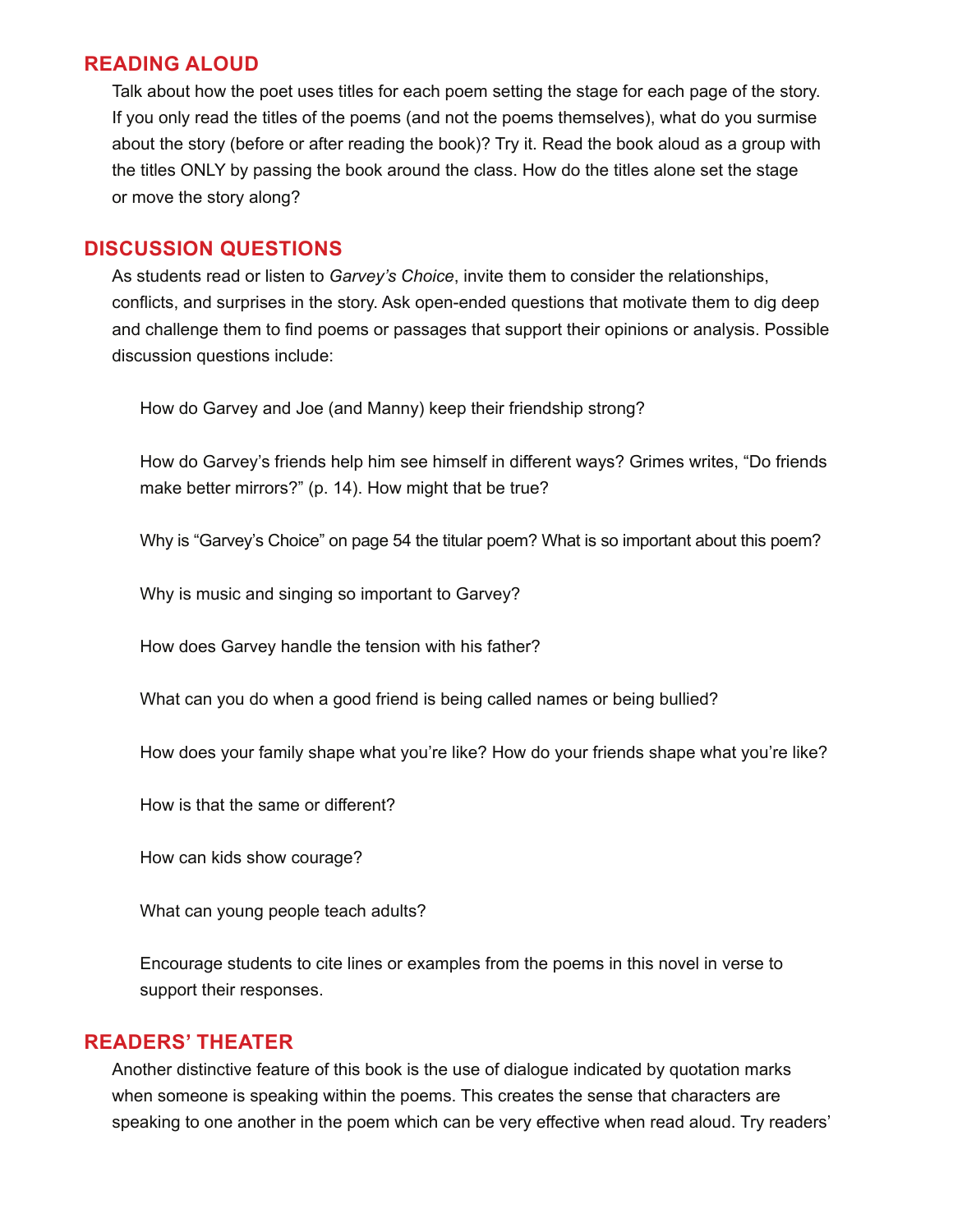## READING ALOUD

Talk about how the poet uses titles for each poem setting the stage for each page of the story. If you only read the titles of the poems (and not the poems themselves), what do you surmise about the story (before or after reading the book)? Try it. Read the book aloud as a group with the titles ONLY by passing the book around the class. How do the titles alone set the stage or move the story along?

## DISCUSSION QUESTIONS

As students read or listen to *Garvey's Choice*, invite them to consider the relationships, conflicts, and surprises in the story. Ask open-ended questions that motivate them to dig deep and challenge them to find poems or passages that support their opinions or analysis. Possible discussion questions include:

How do Garvey and Joe (and Manny) keep their friendship strong?

How do Garvey's friends help him see himself in different ways? Grimes writes, "Do friends make better mirrors?" (p. 14). How might that be true?

Why is "Garvey's Choice" on page 54 the titular poem? What is so important about this poem?

Why is music and singing so important to Garvey?

How does Garvey handle the tension with his father?

What can you do when a good friend is being called names or being bullied?

How does your family shape what you're like? How do your friends shape what you're like?

How is that the same or different?

How can kids show courage?

What can young people teach adults?

Encourage students to cite lines or examples from the poems in this novel in verse to support their responses.

## READERS' THEATER

Another distinctive feature of this book is the use of dialogue indicated by quotation marks when someone is speaking within the poems. This creates the sense that characters are speaking to one another in the poem which can be very effective when read aloud. Try readers'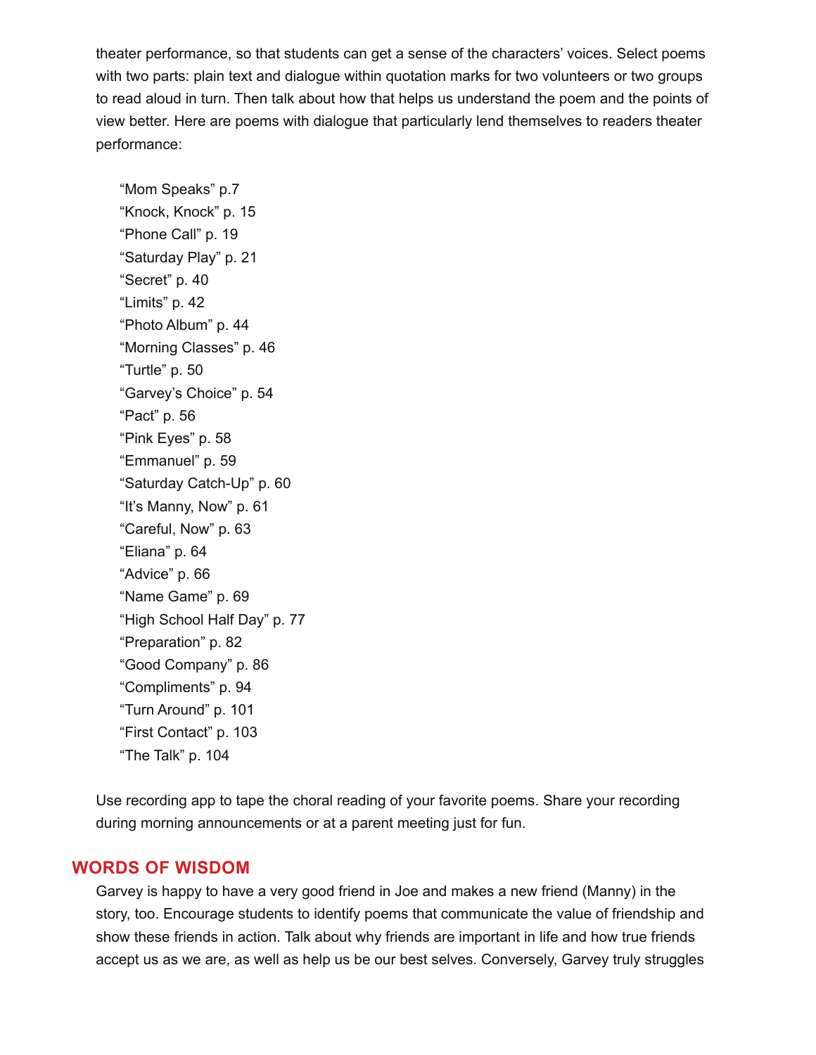theater performance, so that students can get a sense of the characters' voices. Select poems with two parts: plain text and dialogue within quotation marks for two volunteers or two groups to read aloud in turn. Then talk about how that helps us understand the poem and the points of view better. Here are poems with dialogue that particularly lend themselves to readers theater performance:

"Mom Speaks" p.7
"Knock, Knock" p. 15
"Phone Call" p. 19
"Saturday Play" p. 21
"Secret" p. 40
"Limits" p. 42
"Photo Album" p. 44
"Morning Classes" p. 46
"Turtle" p. 50
"Garvey's Choice" p. 54
"Pact" p. 56
"Pink Eyes" p. 58
"Emmanuel" p. 59
"Saturday Catch-Up" p. 60
"It's Manny, Now" p. 61
"Careful, Now" p. 63
"Eliana" p. 64
"Advice" p. 66
"Name Game" p. 69
"High School Half Day" p. 77
"Preparation" p. 82
"Good Company" p. 86
"Compliments" p. 94
"Turn Around" p. 101
"First Contact" p. 103
"The Talk" p. 104

Use recording app to tape the choral reading of your favorite poems. Share your recording during morning announcements or at a parent meeting just for fun.

## WORDS OF WISDOM

Garvey is happy to have a very good friend in Joe and makes a new friend (Manny) in the story, too. Encourage students to identify poems that communicate the value of friendship and show these friends in action. Talk about why friends are important in life and how true friends accept us as we are, as well as help us be our best selves. Conversely, Garvey truly struggles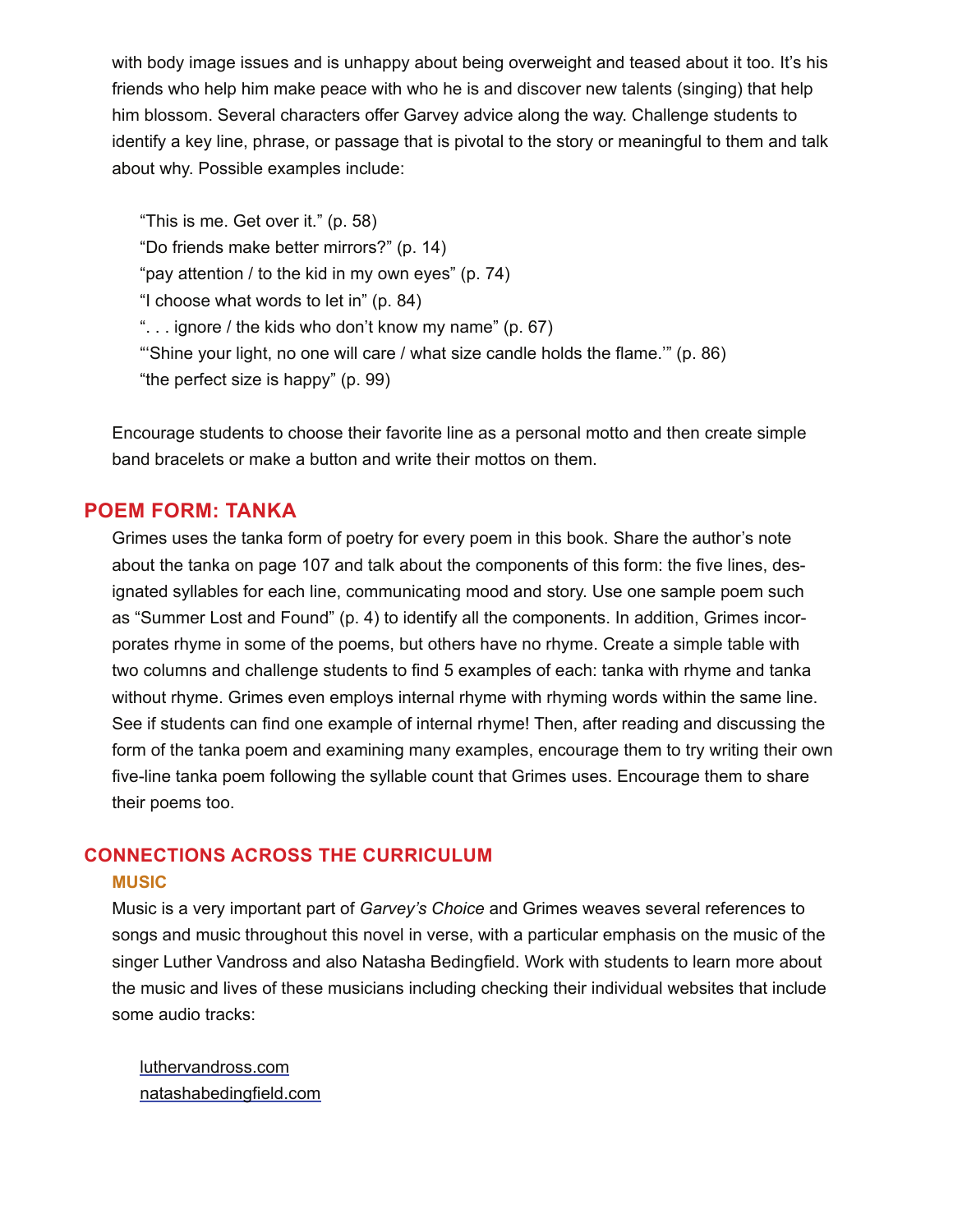with body image issues and is unhappy about being overweight and teased about it too. It's his friends who help him make peace with who he is and discover new talents (singing) that help him blossom. Several characters offer Garvey advice along the way. Challenge students to identify a key line, phrase, or passage that is pivotal to the story or meaningful to them and talk about why. Possible examples include:

"This is me. Get over it." (p. 58)
"Do friends make better mirrors?" (p. 14)
"pay attention / to the kid in my own eyes" (p. 74)
"I choose what words to let in" (p. 84)
". . . ignore / the kids who don't know my name" (p. 67)
"'Shine your light, no one will care / what size candle holds the flame.'" (p. 86)
"the perfect size is happy" (p. 99)

Encourage students to choose their favorite line as a personal motto and then create simple band bracelets or make a button and write their mottos on them.

## POEM FORM: TANKA

Grimes uses the tanka form of poetry for every poem in this book. Share the author's note about the tanka on page 107 and talk about the components of this form: the five lines, designated syllables for each line, communicating mood and story. Use one sample poem such as "Summer Lost and Found" (p. 4) to identify all the components. In addition, Grimes incorporates rhyme in some of the poems, but others have no rhyme. Create a simple table with two columns and challenge students to find 5 examples of each: tanka with rhyme and tanka without rhyme. Grimes even employs internal rhyme with rhyming words within the same line. See if students can find one example of internal rhyme! Then, after reading and discussing the form of the tanka poem and examining many examples, encourage them to try writing their own five-line tanka poem following the syllable count that Grimes uses. Encourage them to share their poems too.

## CONNECTIONS ACROSS THE CURRICULUM

### MUSIC

Music is a very important part of *Garvey's Choice* and Grimes weaves several references to songs and music throughout this novel in verse, with a particular emphasis on the music of the singer Luther Vandross and also Natasha Bedingfield. Work with students to learn more about the music and lives of these musicians including checking their individual websites that include some audio tracks:

luthervandross.com
natashabedingfield.com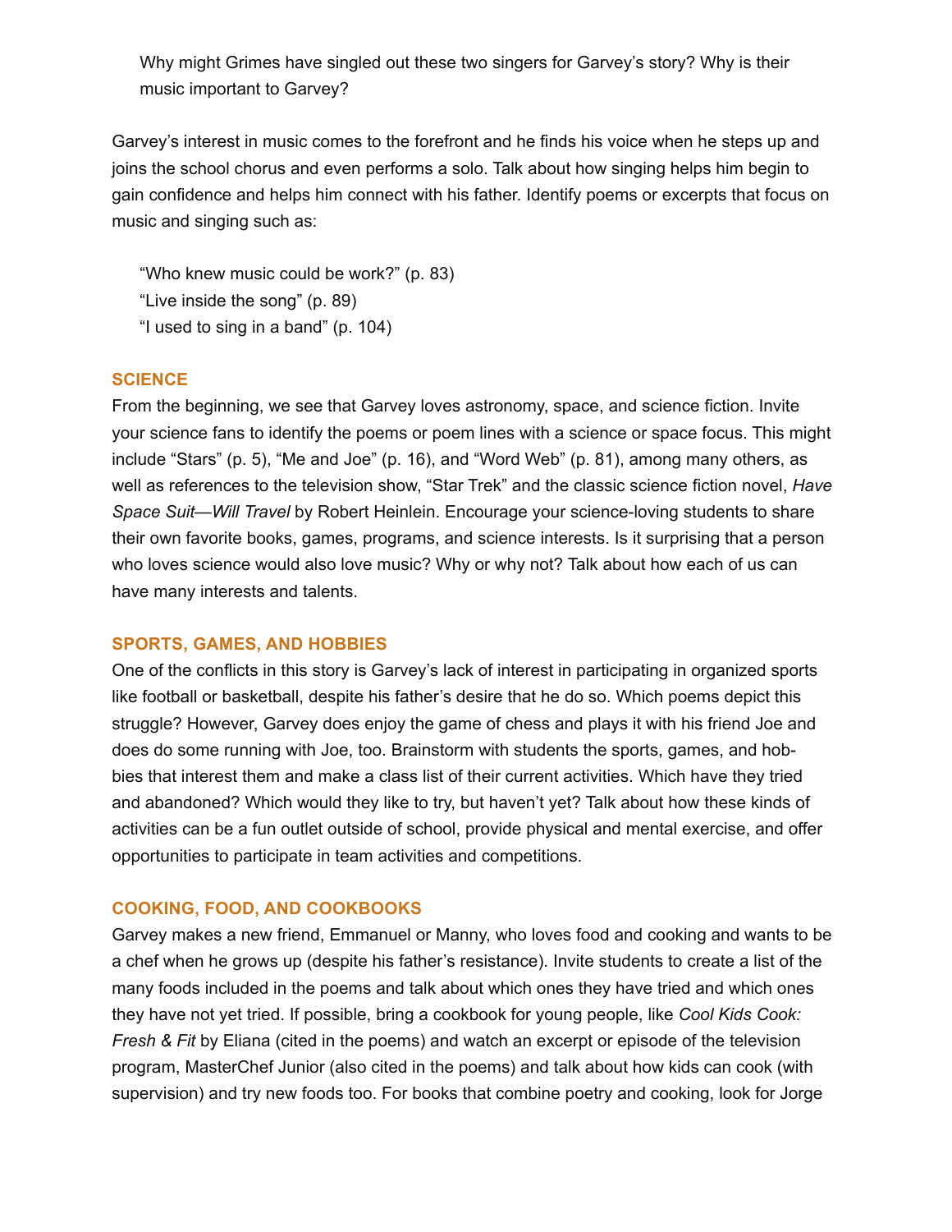Why might Grimes have singled out these two singers for Garvey's story? Why is their music important to Garvey?

Garvey's interest in music comes to the forefront and he finds his voice when he steps up and joins the school chorus and even performs a solo. Talk about how singing helps him begin to gain confidence and helps him connect with his father. Identify poems or excerpts that focus on music and singing such as:

"Who knew music could be work?" (p. 83)
"Live inside the song" (p. 89)
"I used to sing in a band" (p. 104)

### SCIENCE

From the beginning, we see that Garvey loves astronomy, space, and science fiction. Invite your science fans to identify the poems or poem lines with a science or space focus. This might include "Stars" (p. 5), "Me and Joe" (p. 16), and "Word Web" (p. 81), among many others, as well as references to the television show, "Star Trek" and the classic science fiction novel, *Have Space Suit—Will Travel* by Robert Heinlein. Encourage your science-loving students to share their own favorite books, games, programs, and science interests. Is it surprising that a person who loves science would also love music? Why or why not? Talk about how each of us can have many interests and talents.

### SPORTS, GAMES, AND HOBBIES

One of the conflicts in this story is Garvey's lack of interest in participating in organized sports like football or basketball, despite his father's desire that he do so. Which poems depict this struggle? However, Garvey does enjoy the game of chess and plays it with his friend Joe and does do some running with Joe, too. Brainstorm with students the sports, games, and hobbies that interest them and make a class list of their current activities. Which have they tried and abandoned? Which would they like to try, but haven't yet? Talk about how these kinds of activities can be a fun outlet outside of school, provide physical and mental exercise, and offer opportunities to participate in team activities and competitions.

### COOKING, FOOD, AND COOKBOOKS

Garvey makes a new friend, Emmanuel or Manny, who loves food and cooking and wants to be a chef when he grows up (despite his father's resistance). Invite students to create a list of the many foods included in the poems and talk about which ones they have tried and which ones they have not yet tried. If possible, bring a cookbook for young people, like *Cool Kids Cook: Fresh & Fit* by Eliana (cited in the poems) and watch an excerpt or episode of the television program, MasterChef Junior (also cited in the poems) and talk about how kids can cook (with supervision) and try new foods too. For books that combine poetry and cooking, look for Jorge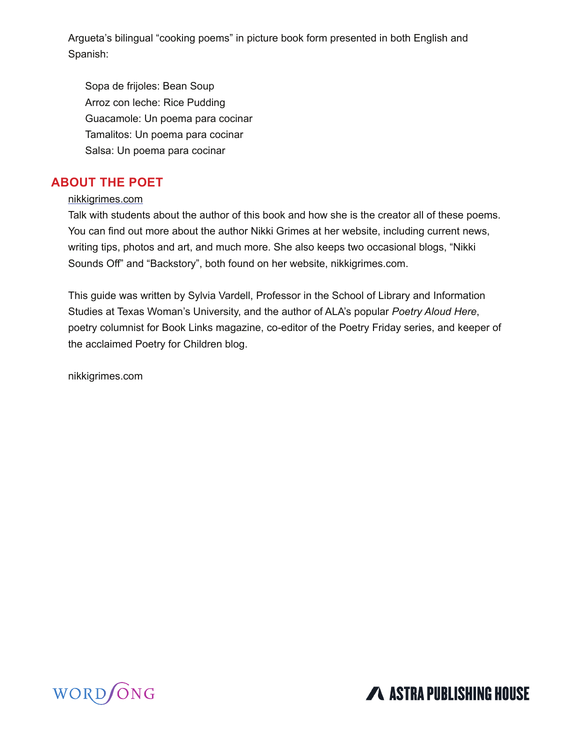Argueta's bilingual "cooking poems" in picture book form presented in both English and Spanish:

Sopa de frijoles: Bean Soup
Arroz con leche: Rice Pudding
Guacamole: Un poema para cocinar
Tamalitos: Un poema para cocinar
Salsa: Un poema para cocinar

## ABOUT THE POET

nikkigrimes.com

Talk with students about the author of this book and how she is the creator all of these poems. You can find out more about the author Nikki Grimes at her website, including current news, writing tips, photos and art, and much more. She also keeps two occasional blogs, "Nikki Sounds Off" and "Backstory", both found on her website, nikkigrimes.com.

This guide was written by Sylvia Vardell, Professor in the School of Library and Information Studies at Texas Woman's University, and the author of ALA's popular *Poetry Aloud Here*, poetry columnist for Book Links magazine, co-editor of the Poetry Friday series, and keeper of the acclaimed Poetry for Children blog.

nikkigrimes.com

WORDSONG

ASTRA PUBLISHING HOUSE